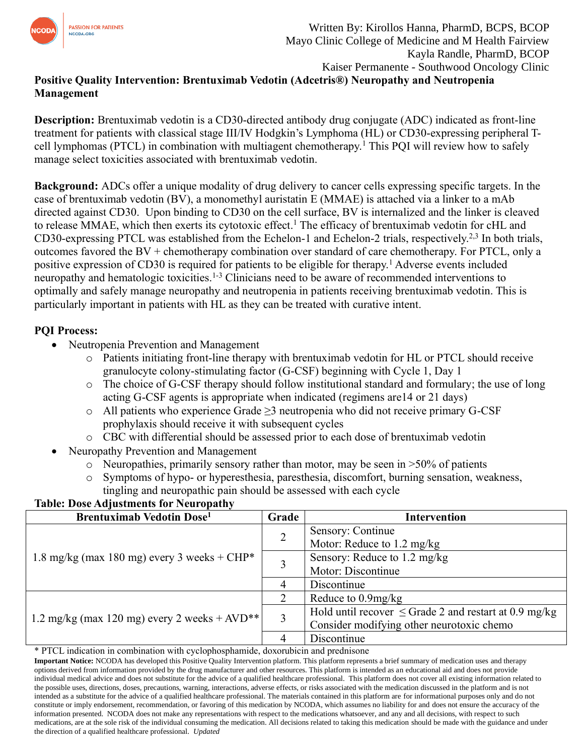Written By: Kirollos Hanna, PharmD, BCPS, BCOP
Mayo Clinic College of Medicine and M Health Fairview
Kayla Randle, PharmD, BCOP
Kaiser Permanente - Southwood Oncology Clinic

# Positive Quality Intervention: Brentuximab Vedotin (Adcetris®) Neuropathy and Neutropenia Management

**Description:** Brentuximab vedotin is a CD30-directed antibody drug conjugate (ADC) indicated as front-line treatment for patients with classical stage III/IV Hodgkin's Lymphoma (HL) or CD30-expressing peripheral T-cell lymphomas (PTCL) in combination with multiagent chemotherapy.[1] This PQI will review how to safely manage select toxicities associated with brentuximab vedotin.

**Background:** ADCs offer a unique modality of drug delivery to cancer cells expressing specific targets. In the case of brentuximab vedotin (BV), a monomethyl auristatin E (MMAE) is attached via a linker to a mAb directed against CD30. Upon binding to CD30 on the cell surface, BV is internalized and the linker is cleaved to release MMAE, which then exerts its cytotoxic effect.[1] The efficacy of brentuximab vedotin for cHL and CD30-expressing PTCL was established from the Echelon-1 and Echelon-2 trials, respectively.[2,3] In both trials, outcomes favored the BV + chemotherapy combination over standard of care chemotherapy. For PTCL, only a positive expression of CD30 is required for patients to be eligible for therapy.[1] Adverse events included neuropathy and hematologic toxicities.[1-3] Clinicians need to be aware of recommended interventions to optimally and safely manage neuropathy and neutropenia in patients receiving brentuximab vedotin. This is particularly important in patients with HL as they can be treated with curative intent.

**PQI Process:**

- Neutropenia Prevention and Management
  - Patients initiating front-line therapy with brentuximab vedotin for HL or PTCL should receive granulocyte colony-stimulating factor (G-CSF) beginning with Cycle 1, Day 1
  - The choice of G-CSF therapy should follow institutional standard and formulary; the use of long acting G-CSF agents is appropriate when indicated (regimens are14 or 21 days)
  - All patients who experience Grade ≥3 neutropenia who did not receive primary G-CSF prophylaxis should receive it with subsequent cycles
  - CBC with differential should be assessed prior to each dose of brentuximab vedotin
- Neuropathy Prevention and Management
  - Neuropathies, primarily sensory rather than motor, may be seen in >50% of patients
  - Symptoms of hypo- or hyperesthesia, paresthesia, discomfort, burning sensation, weakness, tingling and neuropathic pain should be assessed with each cycle

**Table: Dose Adjustments for Neuropathy**

| Brentuximab Vedotin Dose[1] | Grade | Intervention |
|---|---|---|
| 1.8 mg/kg (max 180 mg) every 3 weeks + CHP* | 2 | Sensory: Continue<br>Motor: Reduce to 1.2 mg/kg |
| | 3 | Sensory: Reduce to 1.2 mg/kg<br>Motor: Discontinue |
| | 4 | Discontinue |
| 1.2 mg/kg (max 120 mg) every 2 weeks + AVD** | 2 | Reduce to 0.9mg/kg |
| | 3 | Hold until recover ≤ Grade 2 and restart at 0.9 mg/kg<br>Consider modifying other neurotoxic chemo |
| | 4 | Discontinue |

\* PTCL indication in combination with cyclophosphamide, doxorubicin and prednisone

**Important Notice:** NCODA has developed this Positive Quality Intervention platform. This platform represents a brief summary of medication uses and therapy options derived from information provided by the drug manufacturer and other resources. This platform is intended as an educational aid and does not provide individual medical advice and does not substitute for the advice of a qualified healthcare professional. This platform does not cover all existing information related to the possible uses, directions, doses, precautions, warning, interactions, adverse effects, or risks associated with the medication discussed in the platform and is not intended as a substitute for the advice of a qualified healthcare professional. The materials contained in this platform are for informational purposes only and do not constitute or imply endorsement, recommendation, or favoring of this medication by NCODA, which assumes no liability for and does not ensure the accuracy of the information presented. NCODA does not make any representations with respect to the medications whatsoever, and any and all decisions, with respect to such medications, are at the sole risk of the individual consuming the medication. All decisions related to taking this medication should be made with the guidance and under the direction of a qualified healthcare professional. *Updated*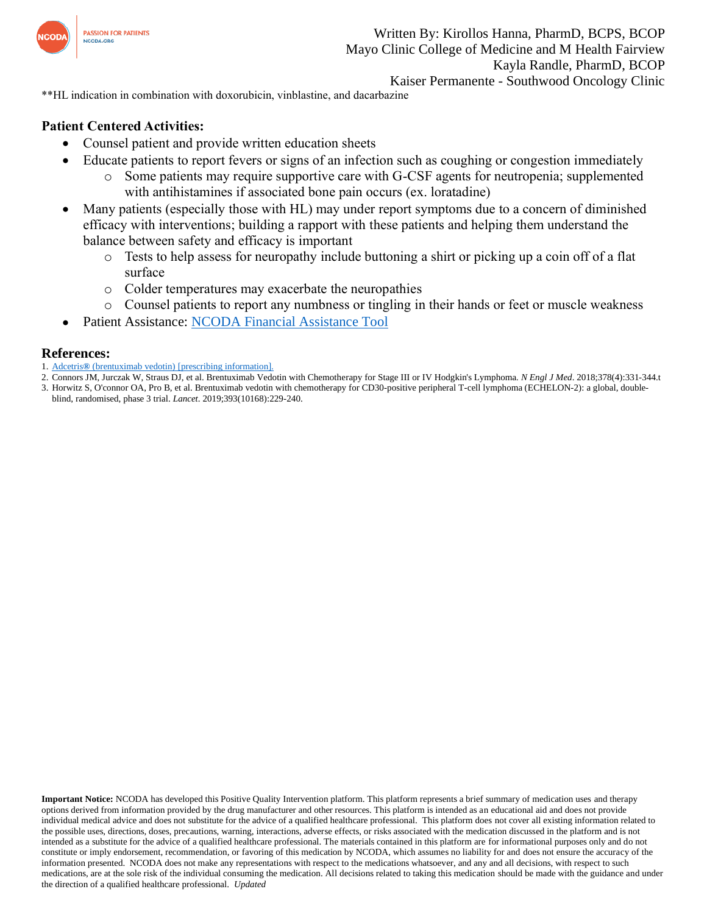**HL indication in combination with doxorubicin, vinblastine, and dacarbazine

## Patient Centered Activities:

- Counsel patient and provide written education sheets
- Educate patients to report fevers or signs of an infection such as coughing or congestion immediately
    - Some patients may require supportive care with G-CSF agents for neutropenia; supplemented with antihistamines if associated bone pain occurs (ex. loratadine)
- Many patients (especially those with HL) may under report symptoms due to a concern of diminished efficacy with interventions; building a rapport with these patients and helping them understand the balance between safety and efficacy is important
    - Tests to help assess for neuropathy include buttoning a shirt or picking up a coin off of a flat surface
    - Colder temperatures may exacerbate the neuropathies
    - Counsel patients to report any numbness or tingling in their hands or feet or muscle weakness
- Patient Assistance: NCODA Financial Assistance Tool

## References:

1. Adcetris® (brentuximab vedotin) [prescribing information].
2. Connors JM, Jurczak W, Straus DJ, et al. Brentuximab Vedotin with Chemotherapy for Stage III or IV Hodgkin's Lymphoma. *N Engl J Med*. 2018;378(4):331-344.t
3. Horwitz S, O'connor OA, Pro B, et al. Brentuximab vedotin with chemotherapy for CD30-positive peripheral T-cell lymphoma (ECHELON-2): a global, double-blind, randomised, phase 3 trial. *Lancet*. 2019;393(10168):229-240.

**Important Notice:** NCODA has developed this Positive Quality Intervention platform. This platform represents a brief summary of medication uses and therapy options derived from information provided by the drug manufacturer and other resources. This platform is intended as an educational aid and does not provide individual medical advice and does not substitute for the advice of a qualified healthcare professional. This platform does not cover all existing information related to the possible uses, directions, doses, precautions, warning, interactions, adverse effects, or risks associated with the medication discussed in the platform and is not intended as a substitute for the advice of a qualified healthcare professional. The materials contained in this platform are for informational purposes only and do not constitute or imply endorsement, recommendation, or favoring of this medication by NCODA, which assumes no liability for and does not ensure the accuracy of the information presented. NCODA does not make any representations with respect to the medications whatsoever, and any and all decisions, with respect to such medications, are at the sole risk of the individual consuming the medication. All decisions related to taking this medication should be made with the guidance and under the direction of a qualified healthcare professional. *Updated*